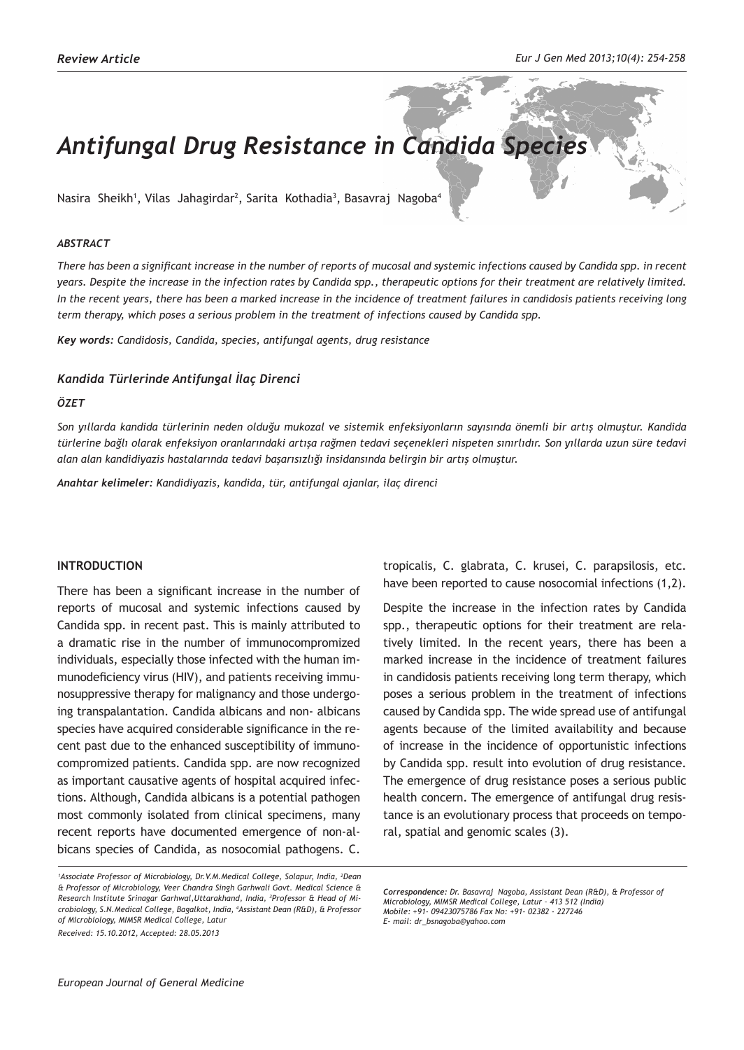Review Article

# Antifungal Drug Resistance in Candida Species

Nasira Sheikh[1], Vilas Jahagirdar[2], Sarita Kothadia[3], Basavraj Nagoba[4]

### ABSTRACT

*There has been a significant increase in the number of reports of mucosal and systemic infections caused by Candida spp. in recent years. Despite the increase in the infection rates by Candida spp., therapeutic options for their treatment are relatively limited. In the recent years, there has been a marked increase in the incidence of treatment failures in candidosis patients receiving long term therapy, which poses a serious problem in the treatment of infections caused by Candida spp.*

***Key words:*** *Candidosis, Candida, species, antifungal agents, drug resistance*

### Kandida Türlerinde Antifungal İlaç Direnci

### ÖZET

*Son yıllarda kandida türlerinin neden olduğu mukozal ve sistemik enfeksiyonların sayısında önemli bir artış olmuştur. Kandida türlerine bağlı olarak enfeksiyon oranlarındaki artışa rağmen tedavi seçenekleri nispeten sınırlıdır. Son yıllarda uzun süre tedavi alan alan kandidiyazis hastalarında tedavi başarısızlığı insidansında belirgin bir artış olmuştur.*

***Anahtar kelimeler:*** *Kandidiyazis, kandida, tür, antifungal ajanlar, ilaç direnci*

## INTRODUCTION

There has been a significant increase in the number of reports of mucosal and systemic infections caused by Candida spp. in recent past. This is mainly attributed to a dramatic rise in the number of immunocompromized individuals, especially those infected with the human immunodeficiency virus (HIV), and patients receiving immunosuppressive therapy for malignancy and those undergoing transpalantation. Candida albicans and non- albicans species have acquired considerable significance in the recent past due to the enhanced susceptibility of immunocompromized patients. Candida spp. are now recognized as important causative agents of hospital acquired infections. Although, Candida albicans is a potential pathogen most commonly isolated from clinical specimens, many recent reports have documented emergence of non-albicans species of Candida, as nosocomial pathogens. C. tropicalis, C. glabrata, C. krusei, C. parapsilosis, etc. have been reported to cause nosocomial infections (1,2).

Despite the increase in the infection rates by Candida spp., therapeutic options for their treatment are relatively limited. In the recent years, there has been a marked increase in the incidence of treatment failures in candidosis patients receiving long term therapy, which poses a serious problem in the treatment of infections caused by Candida spp. The wide spread use of antifungal agents because of the limited availability and because of increase in the incidence of opportunistic infections by Candida spp. result into evolution of drug resistance. The emergence of drug resistance poses a serious public health concern. The emergence of antifungal drug resistance is an evolutionary process that proceeds on temporal, spatial and genomic scales (3).

*[1]Associate Professor of Microbiology, Dr.V.M.Medical College, Solapur, India, [2]Dean & Professor of Microbiology, Veer Chandra Singh Garhwali Govt. Medical Science & Research Institute Srinagar Garhwal,Uttarakhand, India, [3]Professor & Head of Microbiology, S.N.Medical College, Bagalkot, India, [4]Assistant Dean (R&D), & Professor of Microbiology, MIMSR Medical College, Latur*

*Received: 15.10.2012, Accepted: 28.05.2013*

***Correspondence:*** *Dr. Basavraj Nagoba, Assistant Dean (R&D), & Professor of Microbiology, MIMSR Medical College, Latur - 413 512 (India)*
*Mobile: +91- 09423075786 Fax No: +91- 02382 - 227246*
*E- mail: dr_bsnagoba@yahoo.com*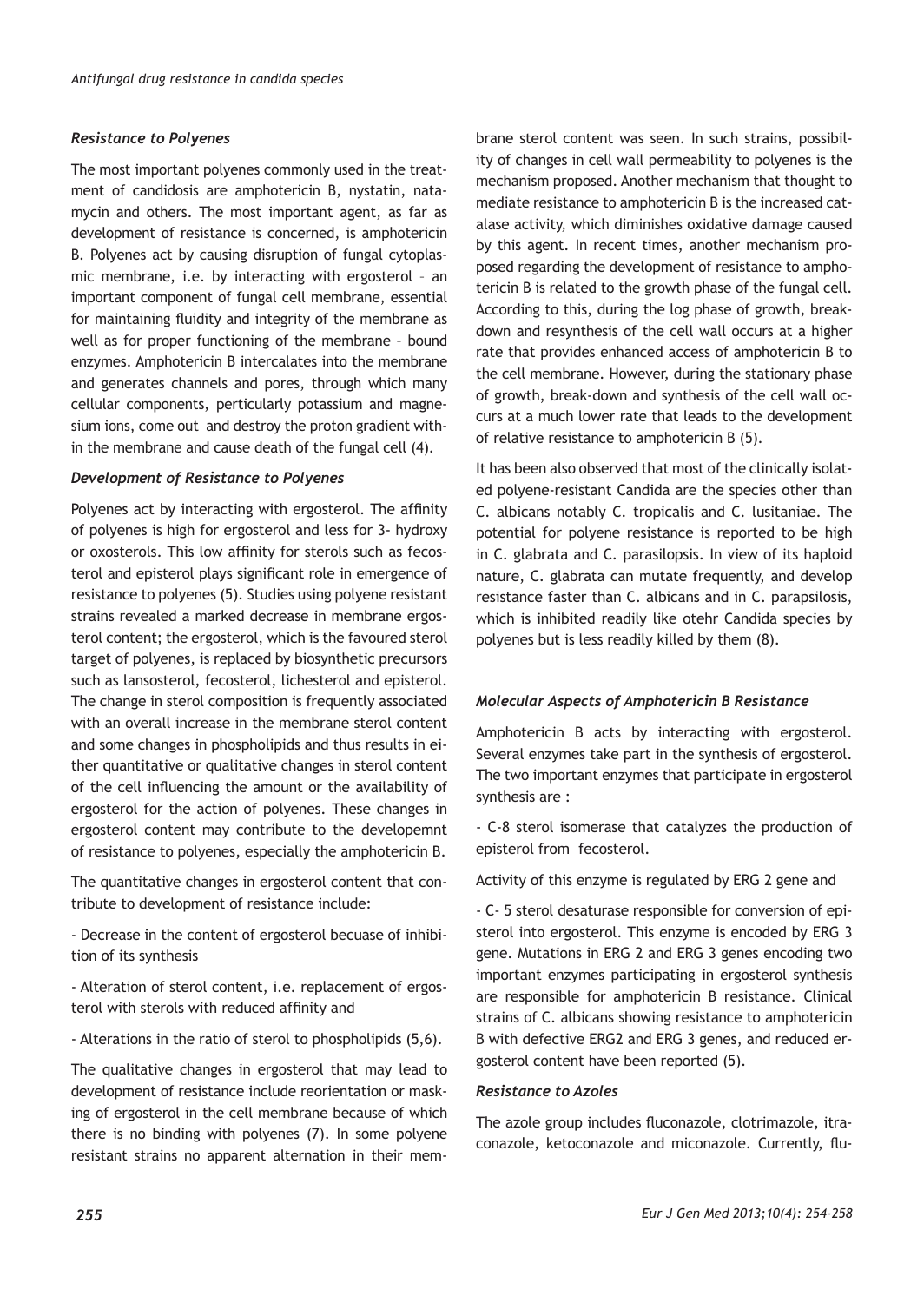### *Resistance to Polyenes*

The most important polyenes commonly used in the treatment of candidosis are amphotericin B, nystatin, natamycin and others. The most important agent, as far as development of resistance is concerned, is amphotericin B. Polyenes act by causing disruption of fungal cytoplasmic membrane, i.e. by interacting with ergosterol – an important component of fungal cell membrane, essential for maintaining fluidity and integrity of the membrane as well as for proper functioning of the membrane – bound enzymes. Amphotericin B intercalates into the membrane and generates channels and pores, through which many cellular components, perticularly potassium and magnesium ions, come out and destroy the proton gradient within the membrane and cause death of the fungal cell (4).

### *Development of Resistance to Polyenes*

Polyenes act by interacting with ergosterol. The affinity of polyenes is high for ergosterol and less for 3- hydroxy or oxosterols. This low affinity for sterols such as fecosterol and episterol plays significant role in emergence of resistance to polyenes (5). Studies using polyene resistant strains revealed a marked decrease in membrane ergosterol content; the ergosterol, which is the favoured sterol target of polyenes, is replaced by biosynthetic precursors such as lansosterol, fecosterol, lichesterol and episterol. The change in sterol composition is frequently associated with an overall increase in the membrane sterol content and some changes in phospholipids and thus results in either quantitative or qualitative changes in sterol content of the cell influencing the amount or the availability of ergosterol for the action of polyenes. These changes in ergosterol content may contribute to the developemnt of resistance to polyenes, especially the amphotericin B.

The quantitative changes in ergosterol content that contribute to development of resistance include:

- Decrease in the content of ergosterol becuase of inhibition of its synthesis

- Alteration of sterol content, i.e. replacement of ergosterol with sterols with reduced affinity and

- Alterations in the ratio of sterol to phospholipids (5,6).

The qualitative changes in ergosterol that may lead to development of resistance include reorientation or masking of ergosterol in the cell membrane because of which there is no binding with polyenes (7). In some polyene resistant strains no apparent alternation in their membrane sterol content was seen. In such strains, possibility of changes in cell wall permeability to polyenes is the mechanism proposed. Another mechanism that thought to mediate resistance to amphotericin B is the increased catalase activity, which diminishes oxidative damage caused by this agent. In recent times, another mechanism proposed regarding the development of resistance to amphotericin B is related to the growth phase of the fungal cell. According to this, during the log phase of growth, breakdown and resynthesis of the cell wall occurs at a higher rate that provides enhanced access of amphotericin B to the cell membrane. However, during the stationary phase of growth, break-down and synthesis of the cell wall occurs at a much lower rate that leads to the development of relative resistance to amphotericin B (5).

It has been also observed that most of the clinically isolated polyene-resistant Candida are the species other than C. albicans notably C. tropicalis and C. lusitaniae. The potential for polyene resistance is reported to be high in C. glabrata and C. parasilopsis. In view of its haploid nature, C. glabrata can mutate frequently, and develop resistance faster than C. albicans and in C. parapsilosis, which is inhibited readily like otehr Candida species by polyenes but is less readily killed by them (8).

### *Molecular Aspects of Amphotericin B Resistance*

Amphotericin B acts by interacting with ergosterol. Several enzymes take part in the synthesis of ergosterol. The two important enzymes that participate in ergosterol synthesis are :

- C-8 sterol isomerase that catalyzes the production of episterol from fecosterol.

Activity of this enzyme is regulated by ERG 2 gene and

- C- 5 sterol desaturase responsible for conversion of episterol into ergosterol. This enzyme is encoded by ERG 3 gene. Mutations in ERG 2 and ERG 3 genes encoding two important enzymes participating in ergosterol synthesis are responsible for amphotericin B resistance. Clinical strains of C. albicans showing resistance to amphotericin B with defective ERG2 and ERG 3 genes, and reduced ergosterol content have been reported (5).

### *Resistance to Azoles*

The azole group includes fluconazole, clotrimazole, itraconazole, ketoconazole and miconazole. Currently, flu-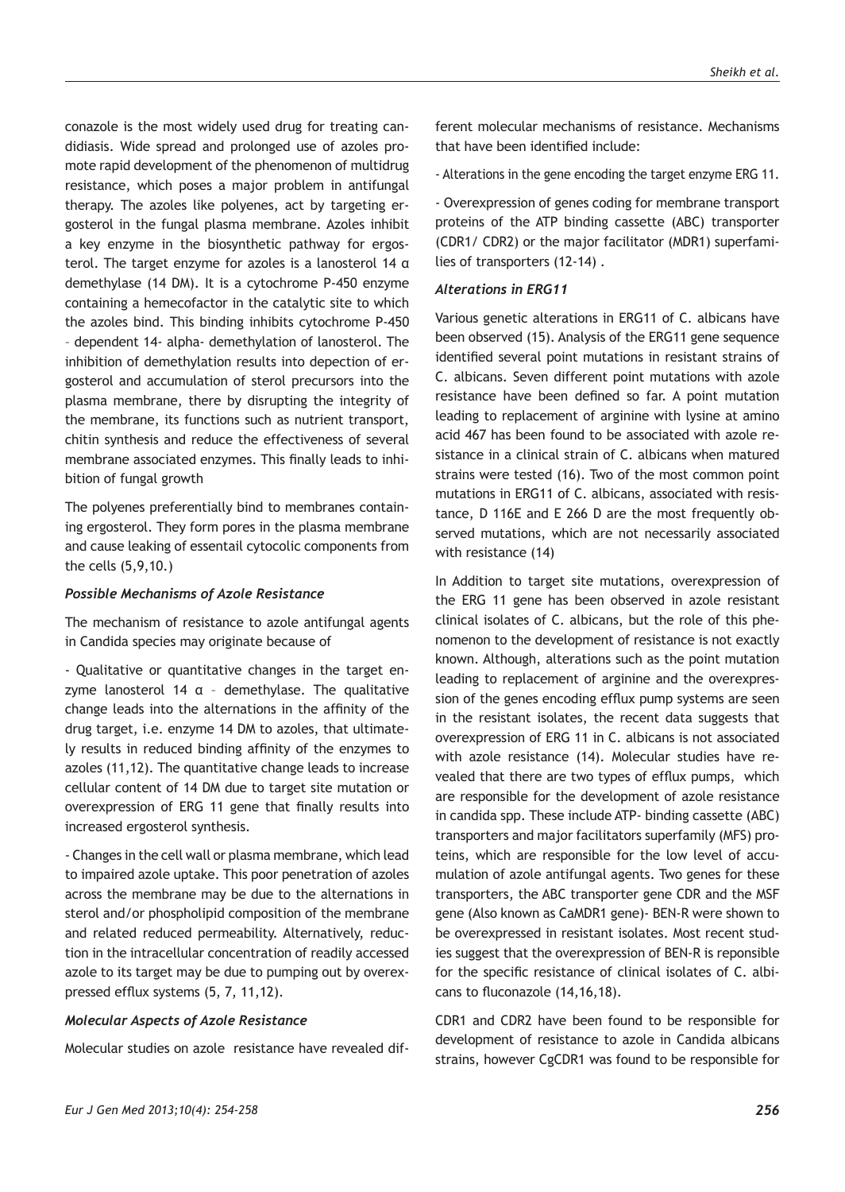conazole is the most widely used drug for treating candidiasis. Wide spread and prolonged use of azoles promote rapid development of the phenomenon of multidrug resistance, which poses a major problem in antifungal therapy. The azoles like polyenes, act by targeting ergosterol in the fungal plasma membrane. Azoles inhibit a key enzyme in the biosynthetic pathway for ergosterol. The target enzyme for azoles is a lanosterol 14 α demethylase (14 DM). It is a cytochrome P-450 enzyme containing a hemecofactor in the catalytic site to which the azoles bind. This binding inhibits cytochrome P-450 – dependent 14- alpha- demethylation of lanosterol. The inhibition of demethylation results into depection of ergosterol and accumulation of sterol precursors into the plasma membrane, there by disrupting the integrity of the membrane, its functions such as nutrient transport, chitin synthesis and reduce the effectiveness of several membrane associated enzymes. This finally leads to inhibition of fungal growth

The polyenes preferentially bind to membranes containing ergosterol. They form pores in the plasma membrane and cause leaking of essentail cytocolic components from the cells (5,9,10.)

### *Possible Mechanisms of Azole Resistance*

The mechanism of resistance to azole antifungal agents in Candida species may originate because of

- Qualitative or quantitative changes in the target enzyme lanosterol 14 α – demethylase. The qualitative change leads into the alternations in the affinity of the drug target, i.e. enzyme 14 DM to azoles, that ultimately results in reduced binding affinity of the enzymes to azoles (11,12). The quantitative change leads to increase cellular content of 14 DM due to target site mutation or overexpression of ERG 11 gene that finally results into increased ergosterol synthesis.

- Changes in the cell wall or plasma membrane, which lead to impaired azole uptake. This poor penetration of azoles across the membrane may be due to the alternations in sterol and/or phospholipid composition of the membrane and related reduced permeability. Alternatively, reduction in the intracellular concentration of readily accessed azole to its target may be due to pumping out by overexpressed efflux systems (5, 7, 11,12).

### *Molecular Aspects of Azole Resistance*

Molecular studies on azole resistance have revealed different molecular mechanisms of resistance. Mechanisms that have been identified include:

- Alterations in the gene encoding the target enzyme ERG 11.

- Overexpression of genes coding for membrane transport proteins of the ATP binding cassette (ABC) transporter (CDR1/ CDR2) or the major facilitator (MDR1) superfamilies of transporters (12-14) .

### *Alterations in ERG11*

Various genetic alterations in ERG11 of C. albicans have been observed (15). Analysis of the ERG11 gene sequence identified several point mutations in resistant strains of C. albicans. Seven different point mutations with azole resistance have been defined so far. A point mutation leading to replacement of arginine with lysine at amino acid 467 has been found to be associated with azole resistance in a clinical strain of C. albicans when matured strains were tested (16). Two of the most common point mutations in ERG11 of C. albicans, associated with resistance, D 116E and E 266 D are the most frequently observed mutations, which are not necessarily associated with resistance (14)

In Addition to target site mutations, overexpression of the ERG 11 gene has been observed in azole resistant clinical isolates of C. albicans, but the role of this phenomenon to the development of resistance is not exactly known. Although, alterations such as the point mutation leading to replacement of arginine and the overexpression of the genes encoding efflux pump systems are seen in the resistant isolates, the recent data suggests that overexpression of ERG 11 in C. albicans is not associated with azole resistance (14). Molecular studies have revealed that there are two types of efflux pumps, which are responsible for the development of azole resistance in candida spp. These include ATP- binding cassette (ABC) transporters and major facilitators superfamily (MFS) proteins, which are responsible for the low level of accumulation of azole antifungal agents. Two genes for these transporters, the ABC transporter gene CDR and the MSF gene (Also known as CaMDR1 gene)- BEN-R were shown to be overexpressed in resistant isolates. Most recent studies suggest that the overexpression of BEN-R is reponsible for the specific resistance of clinical isolates of C. albicans to fluconazole (14,16,18).

CDR1 and CDR2 have been found to be responsible for development of resistance to azole in Candida albicans strains, however CgCDR1 was found to be responsible for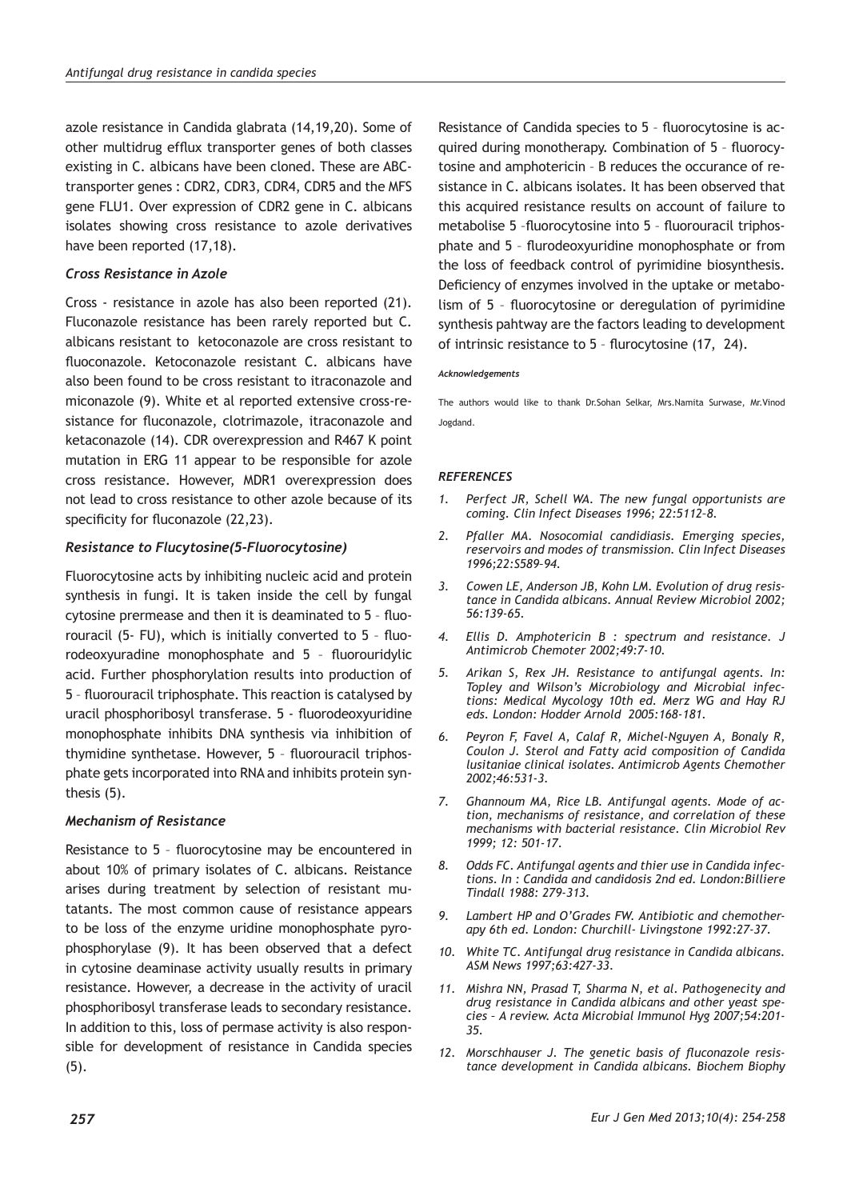azole resistance in Candida glabrata (14,19,20). Some of other multidrug efflux transporter genes of both classes existing in C. albicans have been cloned. These are ABC-transporter genes : CDR2, CDR3, CDR4, CDR5 and the MFS gene FLU1. Over expression of CDR2 gene in C. albicans isolates showing cross resistance to azole derivatives have been reported (17,18).

### *Cross Resistance in Azole*

Cross - resistance in azole has also been reported (21). Fluconazole resistance has been rarely reported but C. albicans resistant to ketoconazole are cross resistant to fluoconazole. Ketoconazole resistant C. albicans have also been found to be cross resistant to itraconazole and miconazole (9). White et al reported extensive cross-resistance for fluconazole, clotrimazole, itraconazole and ketaconazole (14). CDR overexpression and R467 K point mutation in ERG 11 appear to be responsible for azole cross resistance. However, MDR1 overexpression does not lead to cross resistance to other azole because of its specificity for fluconazole (22,23).

### *Resistance to Flucytosine(5-Fluorocytosine)*

Fluorocytosine acts by inhibiting nucleic acid and protein synthesis in fungi. It is taken inside the cell by fungal cytosine permease and then it is deaminated to 5 – fluorouracil (5- FU), which is initially converted to 5 – fluorodeoxyuradine monophosphate and 5 – fluorouridylic acid. Further phosphorylation results into production of 5 – fluorouracil triphosphate. This reaction is catalysed by uracil phosphoribosyl transferase. 5 - fluorodeoxyuridine monophosphate inhibits DNA synthesis via inhibition of thymidine synthetase. However, 5 – fluorouracil triphosphate gets incorporated into RNA and inhibits protein synthesis (5).

### *Mechanism of Resistance*

Resistance to 5 – fluorocytosine may be encountered in about 10% of primary isolates of C. albicans. Reistance arises during treatment by selection of resistant mutatants. The most common cause of resistance appears to be loss of the enzyme uridine monophosphate pyrophosphorylase (9). It has been observed that a defect in cytosine deaminase activity usually results in primary resistance. However, a decrease in the activity of uracil phosphoribosyl transferase leads to secondary resistance. In addition to this, loss of permase activity is also responsible for development of resistance in Candida species (5).

Resistance of Candida species to 5 – fluorocytosine is acquired during monotherapy. Combination of 5 – fluorocytosine and amphotericin – B reduces the occurance of resistance in C. albicans isolates. It has been observed that this acquired resistance results on account of failure to metabolise 5 –fluorocytosine into 5 – fluorouracil triphosphate and 5 – flurodeoxyuridine monophosphate or from the loss of feedback control of pyrimidine biosynthesis. Deficiency of enzymes involved in the uptake or metabolism of 5 – fluorocytosine or deregulation of pyrimidine synthesis pahtway are the factors leading to development of intrinsic resistance to 5 – flurocytosine (17, 24).

##### *Acknowledgements*

The authors would like to thank Dr.Sohan Selkar, Mrs.Namita Surwase, Mr.Vinod Jogdand.

#### *REFERENCES*

1. *Perfect JR, Schell WA. The new fungal opportunists are coming. Clin Infect Diseases 1996; 22:5112-8.*
2. *Pfaller MA. Nosocomial candidiasis. Emerging species, reservoirs and modes of transmission. Clin Infect Diseases 1996;22:S589-94.*
3. *Cowen LE, Anderson JB, Kohn LM. Evolution of drug resistance in Candida albicans. Annual Review Microbiol 2002; 56:139-65.*
4. *Ellis D. Amphotericin B : spectrum and resistance. J Antimicrob Chemoter 2002;49:7-10.*
5. *Arikan S, Rex JH. Resistance to antifungal agents. In: Topley and Wilson's Microbiology and Microbial infections: Medical Mycology 10th ed. Merz WG and Hay RJ eds. London: Hodder Arnold 2005:168-181.*
6. *Peyron F, Favel A, Calaf R, Michel-Nguyen A, Bonaly R, Coulon J. Sterol and Fatty acid composition of Candida lusitaniae clinical isolates. Antimicrob Agents Chemother 2002;46:531-3.*
7. *Ghannoum MA, Rice LB. Antifungal agents. Mode of action, mechanisms of resistance, and correlation of these mechanisms with bacterial resistance. Clin Microbiol Rev 1999; 12: 501-17.*
8. *Odds FC. Antifungal agents and thier use in Candida infections. In : Candida and candidosis 2nd ed. London:Billiere Tindall 1988: 279-313.*
9. *Lambert HP and O'Grades FW. Antibiotic and chemotherapy 6th ed. London: Churchill- Livingstone 1992:27-37.*
10. *White TC. Antifungal drug resistance in Candida albicans. ASM News 1997;63:427-33.*
11. *Mishra NN, Prasad T, Sharma N, et al. Pathogenecity and drug resistance in Candida albicans and other yeast species – A review. Acta Microbial Immunol Hyg 2007;54:201-35.*
12. *Morschhauser J. The genetic basis of fluconazole resistance development in Candida albicans. Biochem Biophy*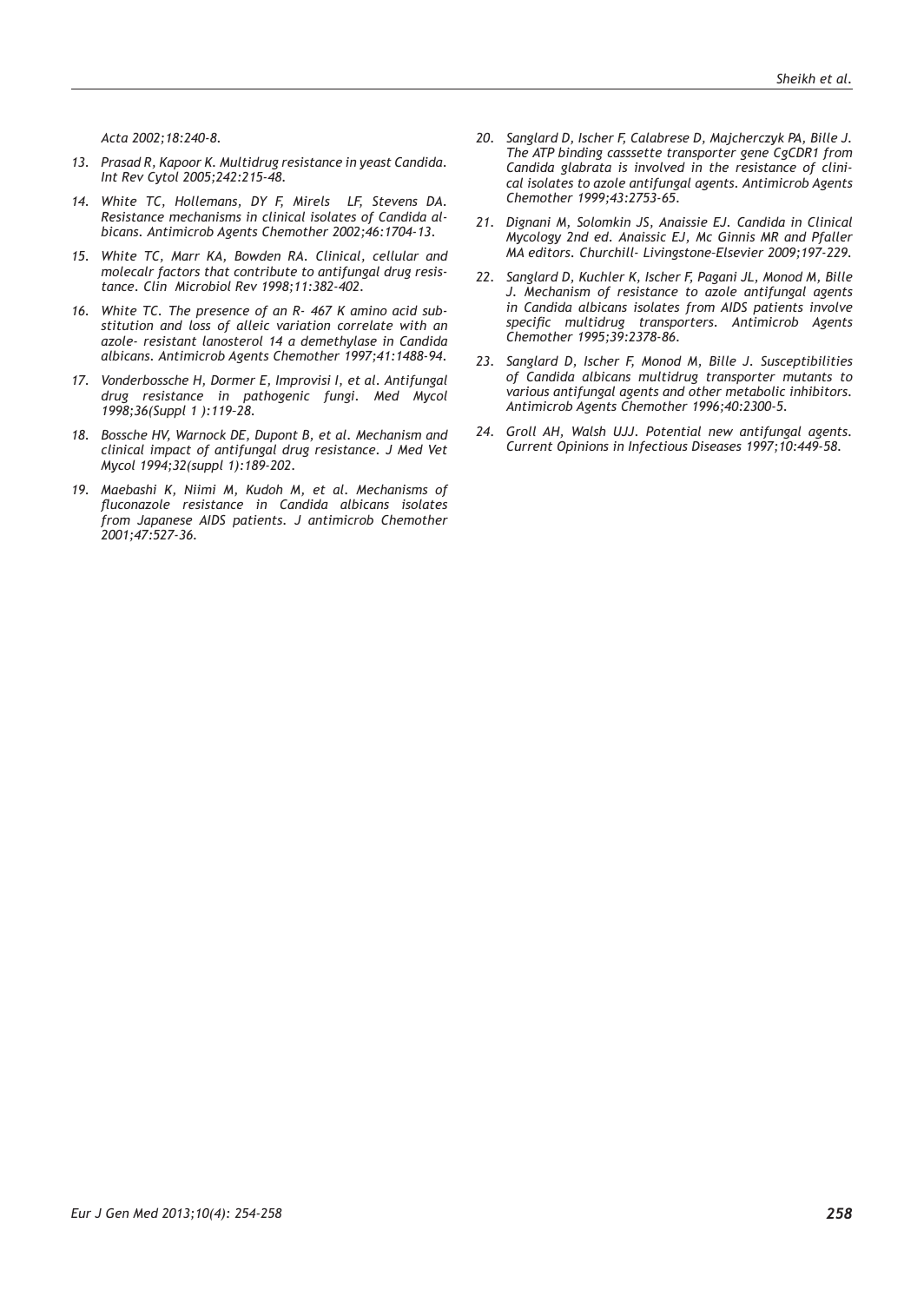Acta 2002;18:240-8.

13. Prasad R, Kapoor K. Multidrug resistance in yeast Candida. Int Rev Cytol 2005;242:215-48.

14. White TC, Hollemans, DY F, Mirels LF, Stevens DA. Resistance mechanisms in clinical isolates of Candida albicans. Antimicrob Agents Chemother 2002;46:1704-13.

15. White TC, Marr KA, Bowden RA. Clinical, cellular and molecalr factors that contribute to antifungal drug resistance. Clin Microbiol Rev 1998;11:382-402.

16. White TC. The presence of an R- 467 K amino acid substitution and loss of alleic variation correlate with an azole- resistant lanosterol 14 a demethylase in Candida albicans. Antimicrob Agents Chemother 1997;41:1488-94.

17. Vonderbossche H, Dormer E, Improvisi I, et al. Antifungal drug resistance in pathogenic fungi. Med Mycol 1998;36(Suppl 1 ):119-28.

18. Bossche HV, Warnock DE, Dupont B, et al. Mechanism and clinical impact of antifungal drug resistance. J Med Vet Mycol 1994;32(suppl 1):189-202.

19. Maebashi K, Niimi M, Kudoh M, et al. Mechanisms of fluconazole resistance in Candida albicans isolates from Japanese AIDS patients. J antimicrob Chemother 2001;47:527-36.

20. Sanglard D, Ischer F, Calabrese D, Majcherczyk PA, Bille J. The ATP binding casssette transporter gene CgCDR1 from Candida glabrata is involved in the resistance of clinical isolates to azole antifungal agents. Antimicrob Agents Chemother 1999;43:2753-65.

21. Dignani M, Solomkin JS, Anaissie EJ. Candida in Clinical Mycology 2nd ed. Anaissic EJ, Mc Ginnis MR and Pfaller MA editors. Churchill- Livingstone-Elsevier 2009;197-229.

22. Sanglard D, Kuchler K, Ischer F, Pagani JL, Monod M, Bille J. Mechanism of resistance to azole antifungal agents in Candida albicans isolates from AIDS patients involve specific multidrug transporters. Antimicrob Agents Chemother 1995;39:2378-86.

23. Sanglard D, Ischer F, Monod M, Bille J. Susceptibilities of Candida albicans multidrug transporter mutants to various antifungal agents and other metabolic inhibitors. Antimicrob Agents Chemother 1996;40:2300-5.

24. Groll AH, Walsh UJJ. Potential new antifungal agents. Current Opinions in Infectious Diseases 1997;10:449-58.